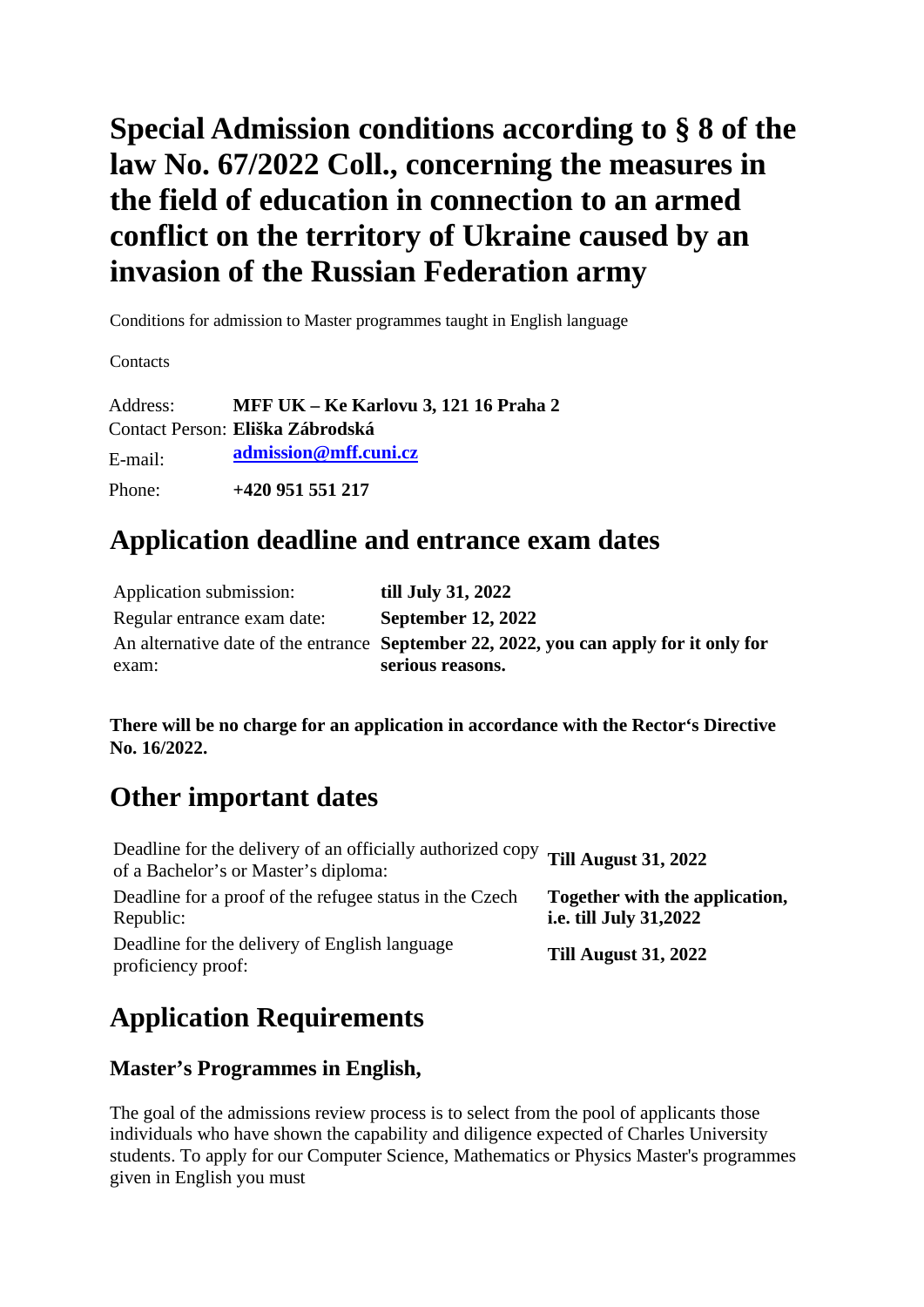# Special Admission conditions according to § 8 of the law No. 67/2022 Coll., concerning the measures in the field of education in connection to an armed conflict on the territory of Ukraine caused by an invasion of the Russian Federation army

Conditions for admission to Master programmes taught in English language

Contacts

| | |
|---|---|
| Address: | **MFF UK – Ke Karlovu 3, 121 16 Praha 2** |
| Contact Person: | **Eliška Zábrodská** |
| E-mail: | **[admission@mff.cuni.cz](mailto:admission@mff.cuni.cz)** |
| Phone: | **+420 951 551 217** |

## Application deadline and entrance exam dates

| | |
|---|---|
| Application submission: | **till July 31, 2022** |
| Regular entrance exam date: | **September 12, 2022** |
| An alternative date of the entrance exam: | **September 22, 2022, you can apply for it only for serious reasons.** |

**There will be no charge for an application in accordance with the Rector‘s Directive No. 16/2022.**

## Other important dates

| | |
|---|---|
| Deadline for the delivery of an officially authorized copy of a Bachelor's or Master's diploma: | **Till August 31, 2022** |
| Deadline for a proof of the refugee status in the Czech Republic: | **Together with the application, i.e. till July 31,2022** |
| Deadline for the delivery of English language proficiency proof: | **Till August 31, 2022** |

## Application Requirements

### Master's Programmes in English,

The goal of the admissions review process is to select from the pool of applicants those individuals who have shown the capability and diligence expected of Charles University students. To apply for our Computer Science, Mathematics or Physics Master's programmes given in English you must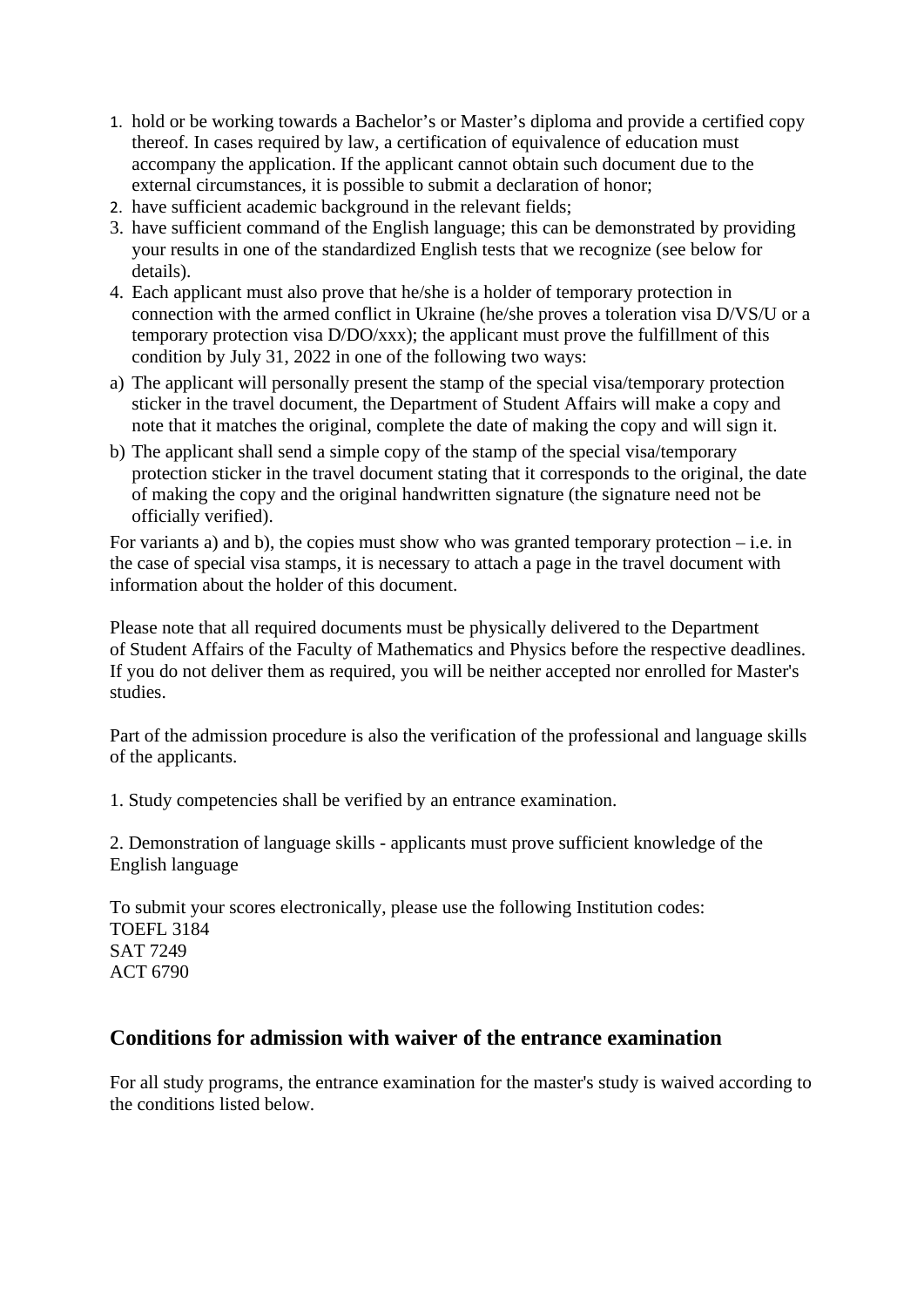1. hold or be working towards a Bachelor's or Master's diploma and provide a certified copy thereof. In cases required by law, a certification of equivalence of education must accompany the application. If the applicant cannot obtain such document due to the external circumstances, it is possible to submit a declaration of honor;
2. have sufficient academic background in the relevant fields;
3. have sufficient command of the English language; this can be demonstrated by providing your results in one of the standardized English tests that we recognize (see below for details).
4. Each applicant must also prove that he/she is a holder of temporary protection in connection with the armed conflict in Ukraine (he/she proves a toleration visa D/VS/U or a temporary protection visa D/DO/xxx); the applicant must prove the fulfillment of this condition by July 31, 2022 in one of the following two ways:

a) The applicant will personally present the stamp of the special visa/temporary protection sticker in the travel document, the Department of Student Affairs will make a copy and note that it matches the original, complete the date of making the copy and will sign it.

b) The applicant shall send a simple copy of the stamp of the special visa/temporary protection sticker in the travel document stating that it corresponds to the original, the date of making the copy and the original handwritten signature (the signature need not be officially verified).

For variants a) and b), the copies must show who was granted temporary protection – i.e. in the case of special visa stamps, it is necessary to attach a page in the travel document with information about the holder of this document.

Please note that all required documents must be physically delivered to the Department of Student Affairs of the Faculty of Mathematics and Physics before the respective deadlines. If you do not deliver them as required, you will be neither accepted nor enrolled for Master's studies.

Part of the admission procedure is also the verification of the professional and language skills of the applicants.

1. Study competencies shall be verified by an entrance examination.

2. Demonstration of language skills - applicants must prove sufficient knowledge of the English language

To submit your scores electronically, please use the following Institution codes:
TOEFL 3184
SAT 7249
ACT 6790

## Conditions for admission with waiver of the entrance examination

For all study programs, the entrance examination for the master's study is waived according to the conditions listed below.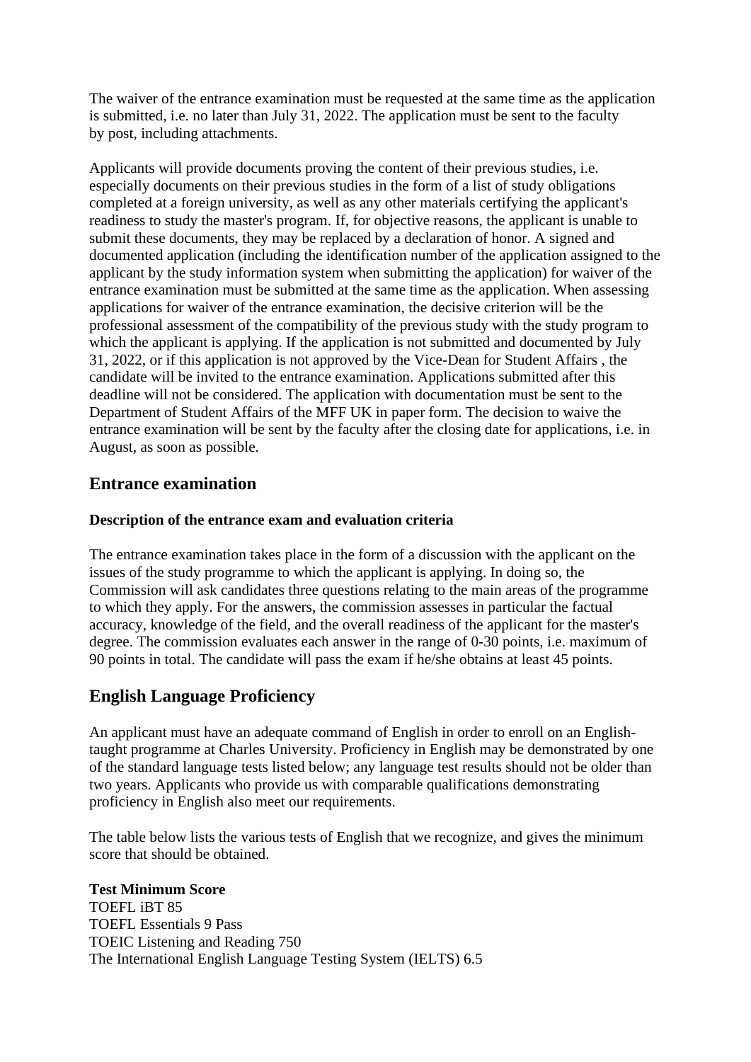The waiver of the entrance examination must be requested at the same time as the application is submitted, i.e. no later than July 31, 2022. The application must be sent to the faculty by post, including attachments.

Applicants will provide documents proving the content of their previous studies, i.e. especially documents on their previous studies in the form of a list of study obligations completed at a foreign university, as well as any other materials certifying the applicant's readiness to study the master's program. If, for objective reasons, the applicant is unable to submit these documents, they may be replaced by a declaration of honor. A signed and documented application (including the identification number of the application assigned to the applicant by the study information system when submitting the application) for waiver of the entrance examination must be submitted at the same time as the application. When assessing applications for waiver of the entrance examination, the decisive criterion will be the professional assessment of the compatibility of the previous study with the study program to which the applicant is applying. If the application is not submitted and documented by July 31, 2022, or if this application is not approved by the Vice-Dean for Student Affairs , the candidate will be invited to the entrance examination. Applications submitted after this deadline will not be considered. The application with documentation must be sent to the Department of Student Affairs of the MFF UK in paper form. The decision to waive the entrance examination will be sent by the faculty after the closing date for applications, i.e. in August, as soon as possible.

## Entrance examination

### Description of the entrance exam and evaluation criteria

The entrance examination takes place in the form of a discussion with the applicant on the issues of the study programme to which the applicant is applying. In doing so, the Commission will ask candidates three questions relating to the main areas of the programme to which they apply. For the answers, the commission assesses in particular the factual accuracy, knowledge of the field, and the overall readiness of the applicant for the master's degree. The commission evaluates each answer in the range of 0-30 points, i.e. maximum of 90 points in total. The candidate will pass the exam if he/she obtains at least 45 points.

## English Language Proficiency

An applicant must have an adequate command of English in order to enroll on an English-taught programme at Charles University. Proficiency in English may be demonstrated by one of the standard language tests listed below; any language test results should not be older than two years. Applicants who provide us with comparable qualifications demonstrating proficiency in English also meet our requirements.

The table below lists the various tests of English that we recognize, and gives the minimum score that should be obtained.

| Test | Minimum Score |
| --- | --- |
| TOEFL iBT | 85 |
| TOEFL Essentials | 9 Pass |
| TOEIC Listening and Reading | 750 |
| The International English Language Testing System (IELTS) | 6.5 |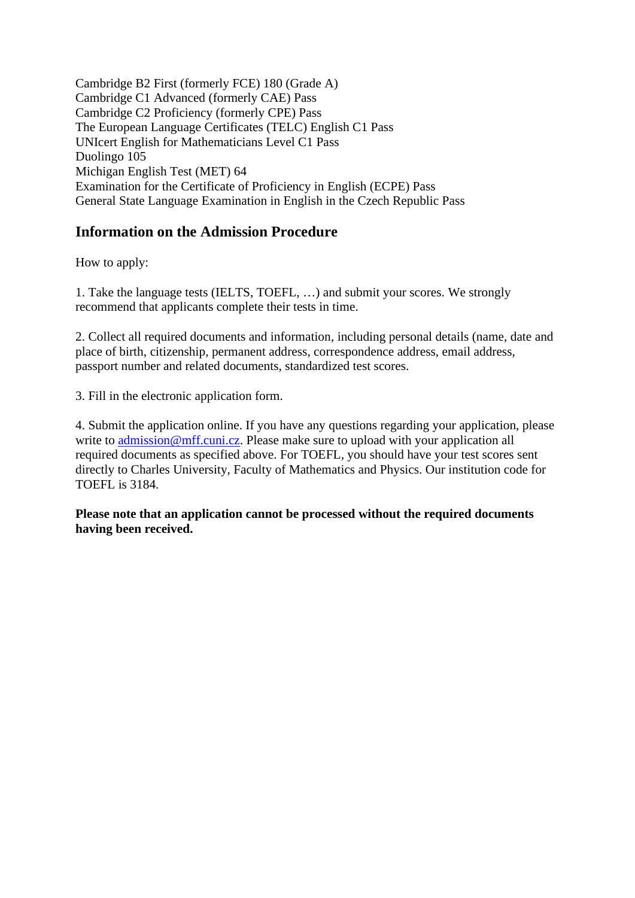Cambridge B2 First (formerly FCE) 180 (Grade A)
Cambridge C1 Advanced (formerly CAE) Pass
Cambridge C2 Proficiency (formerly CPE) Pass
The European Language Certificates (TELC) English C1 Pass
UNIcert English for Mathematicians Level C1 Pass
Duolingo 105
Michigan English Test (MET) 64
Examination for the Certificate of Proficiency in English (ECPE) Pass
General State Language Examination in English in the Czech Republic Pass

## Information on the Admission Procedure

How to apply:

1. Take the language tests (IELTS, TOEFL, …) and submit your scores. We strongly recommend that applicants complete their tests in time.

2. Collect all required documents and information, including personal details (name, date and place of birth, citizenship, permanent address, correspondence address, email address, passport number and related documents, standardized test scores.

3. Fill in the electronic application form.

4. Submit the application online. If you have any questions regarding your application, please write to admission@mff.cuni.cz. Please make sure to upload with your application all required documents as specified above. For TOEFL, you should have your test scores sent directly to Charles University, Faculty of Mathematics and Physics. Our institution code for TOEFL is 3184.

**Please note that an application cannot be processed without the required documents having been received.**